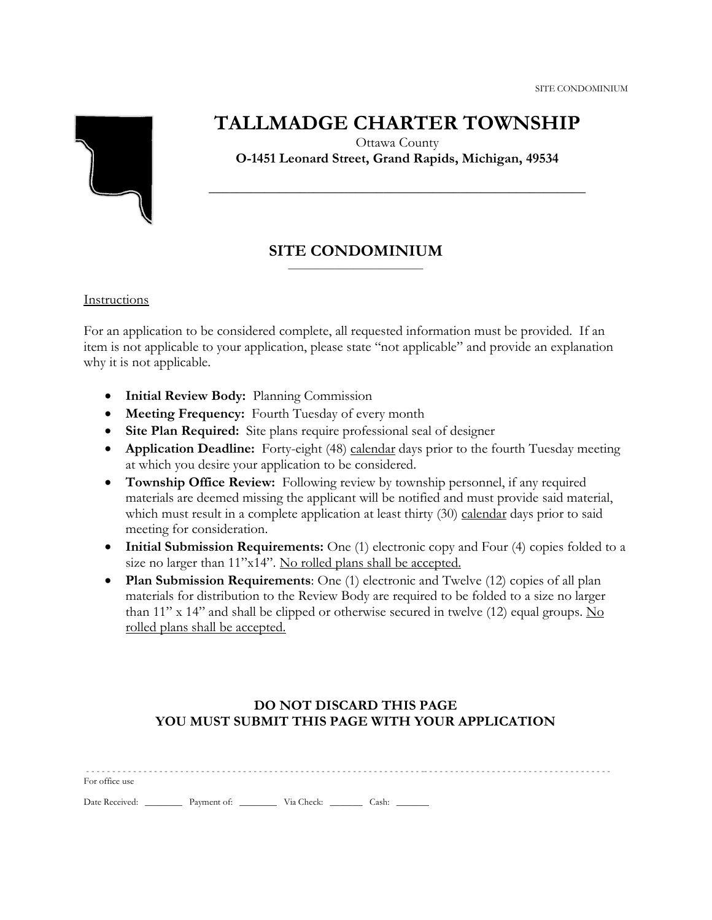# TALLMADGE CHARTER TOWNSHIP

Ottawa County

**O-1451 Leonard Street, Grand Rapids, Michigan, 49534**

## SITE CONDOMINIUM

Instructions

For an application to be considered complete, all requested information must be provided. If an item is not applicable to your application, please state "not applicable" and provide an explanation why it is not applicable.

- **Initial Review Body:** Planning Commission
- **Meeting Frequency:** Fourth Tuesday of every month
- **Site Plan Required:** Site plans require professional seal of designer
- **Application Deadline:** Forty-eight (48) calendar days prior to the fourth Tuesday meeting at which you desire your application to be considered.
- **Township Office Review:** Following review by township personnel, if any required materials are deemed missing the applicant will be notified and must provide said material, which must result in a complete application at least thirty (30) calendar days prior to said meeting for consideration.
- **Initial Submission Requirements:** One (1) electronic copy and Four (4) copies folded to a size no larger than 11"x14". No rolled plans shall be accepted.
- **Plan Submission Requirements**: One (1) electronic and Twelve (12) copies of all plan materials for distribution to the Review Body are required to be folded to a size no larger than 11" x 14" and shall be clipped or otherwise secured in twelve (12) equal groups. No rolled plans shall be accepted.

**DO NOT DISCARD THIS PAGE**
**YOU MUST SUBMIT THIS PAGE WITH YOUR APPLICATION**

For office use

Date Received: ________ Payment of: ________ Via Check: _______ Cash: _______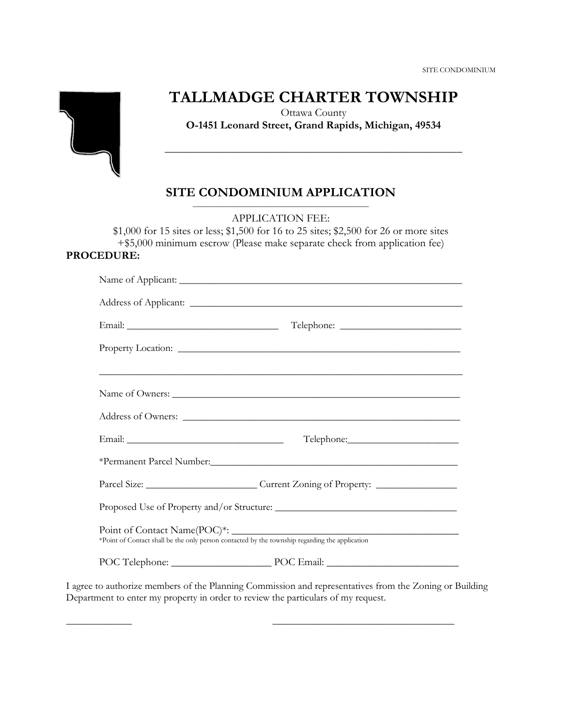# TALLMADGE CHARTER TOWNSHIP

Ottawa County

**O-1451 Leonard Street, Grand Rapids, Michigan, 49534**

## SITE CONDOMINIUM APPLICATION

APPLICATION FEE:

$1,000 for 15 sites or less; $1,500 for 16 to 25 sites; $2,500 for 26 or more sites
+$5,000 minimum escrow (Please make separate check from application fee)

**PROCEDURE:**

Name of Applicant: ______________________________________________

Address of Applicant: ____________________________________________

Email: ___________________________ Telephone: ____________________

Property Location: _______________________________________________

_______________________________________________________________

Name of Owners: ________________________________________________

Address of Owners: ______________________________________________

Email: ___________________________ Telephone: ____________________

*Permanent Parcel Number: ________________________________________

Parcel Size: __________________ Current Zoning of Property: _____________

Proposed Use of Property and/or Structure: ___________________________

Point of Contact Name(POC)*: ____________________________________

*Point of Contact shall be the only person contacted by the township regarding the application

POC Telephone: _________________ POC Email: _____________________

I agree to authorize members of the Planning Commission and representatives from the Zoning or Building Department to enter my property in order to review the particulars of my request.

___________ ______________________________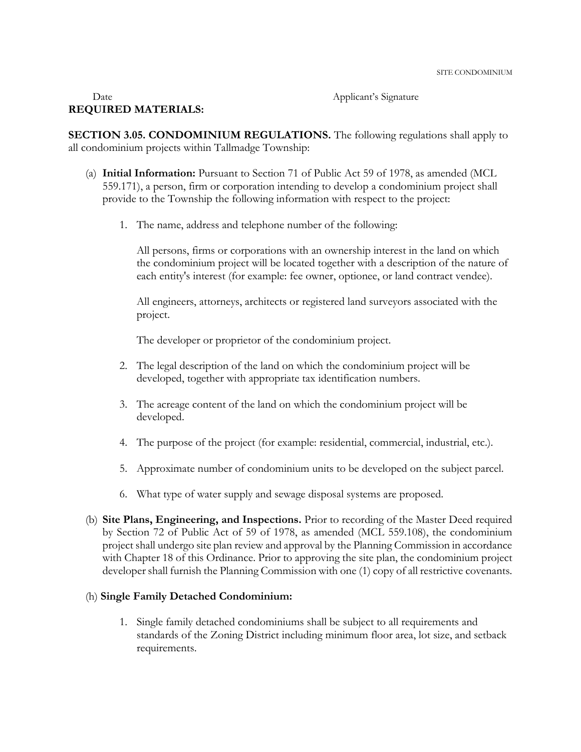Date Applicant's Signature

**REQUIRED MATERIALS:**

**SECTION 3.05. CONDOMINIUM REGULATIONS.** The following regulations shall apply to all condominium projects within Tallmadge Township:

(a) **Initial Information:** Pursuant to Section 71 of Public Act 59 of 1978, as amended (MCL 559.171), a person, firm or corporation intending to develop a condominium project shall provide to the Township the following information with respect to the project:

1. The name, address and telephone number of the following:

   All persons, firms or corporations with an ownership interest in the land on which the condominium project will be located together with a description of the nature of each entity's interest (for example: fee owner, optionee, or land contract vendee).

   All engineers, attorneys, architects or registered land surveyors associated with the project.

   The developer or proprietor of the condominium project.

2. The legal description of the land on which the condominium project will be developed, together with appropriate tax identification numbers.

3. The acreage content of the land on which the condominium project will be developed.

4. The purpose of the project (for example: residential, commercial, industrial, etc.).

5. Approximate number of condominium units to be developed on the subject parcel.

6. What type of water supply and sewage disposal systems are proposed.

(b) **Site Plans, Engineering, and Inspections.** Prior to recording of the Master Deed required by Section 72 of Public Act of 59 of 1978, as amended (MCL 559.108), the condominium project shall undergo site plan review and approval by the Planning Commission in accordance with Chapter 18 of this Ordinance. Prior to approving the site plan, the condominium project developer shall furnish the Planning Commission with one (1) copy of all restrictive covenants.

(h) **Single Family Detached Condominium:**

1. Single family detached condominiums shall be subject to all requirements and standards of the Zoning District including minimum floor area, lot size, and setback requirements.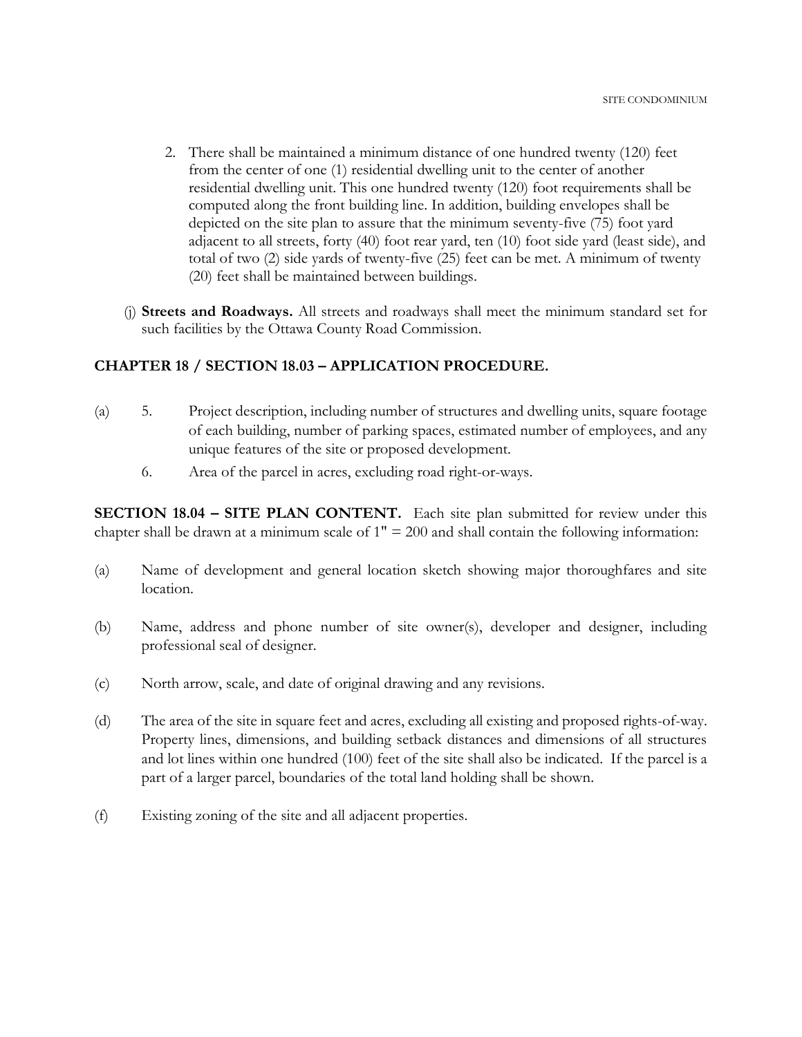2. There shall be maintained a minimum distance of one hundred twenty (120) feet from the center of one (1) residential dwelling unit to the center of another residential dwelling unit. This one hundred twenty (120) foot requirements shall be computed along the front building line. In addition, building envelopes shall be depicted on the site plan to assure that the minimum seventy-five (75) foot yard adjacent to all streets, forty (40) foot rear yard, ten (10) foot side yard (least side), and total of two (2) side yards of twenty-five (25) feet can be met. A minimum of twenty (20) feet shall be maintained between buildings.

(j) **Streets and Roadways.** All streets and roadways shall meet the minimum standard set for such facilities by the Ottawa County Road Commission.

## CHAPTER 18 / SECTION 18.03 – APPLICATION PROCEDURE.

(a) 5. Project description, including number of structures and dwelling units, square footage of each building, number of parking spaces, estimated number of employees, and any unique features of the site or proposed development.

6. Area of the parcel in acres, excluding road right-or-ways.

**SECTION 18.04 – SITE PLAN CONTENT.** Each site plan submitted for review under this chapter shall be drawn at a minimum scale of 1" = 200 and shall contain the following information:

(a) Name of development and general location sketch showing major thoroughfares and site location.

(b) Name, address and phone number of site owner(s), developer and designer, including professional seal of designer.

(c) North arrow, scale, and date of original drawing and any revisions.

(d) The area of the site in square feet and acres, excluding all existing and proposed rights-of-way. Property lines, dimensions, and building setback distances and dimensions of all structures and lot lines within one hundred (100) feet of the site shall also be indicated. If the parcel is a part of a larger parcel, boundaries of the total land holding shall be shown.

(f) Existing zoning of the site and all adjacent properties.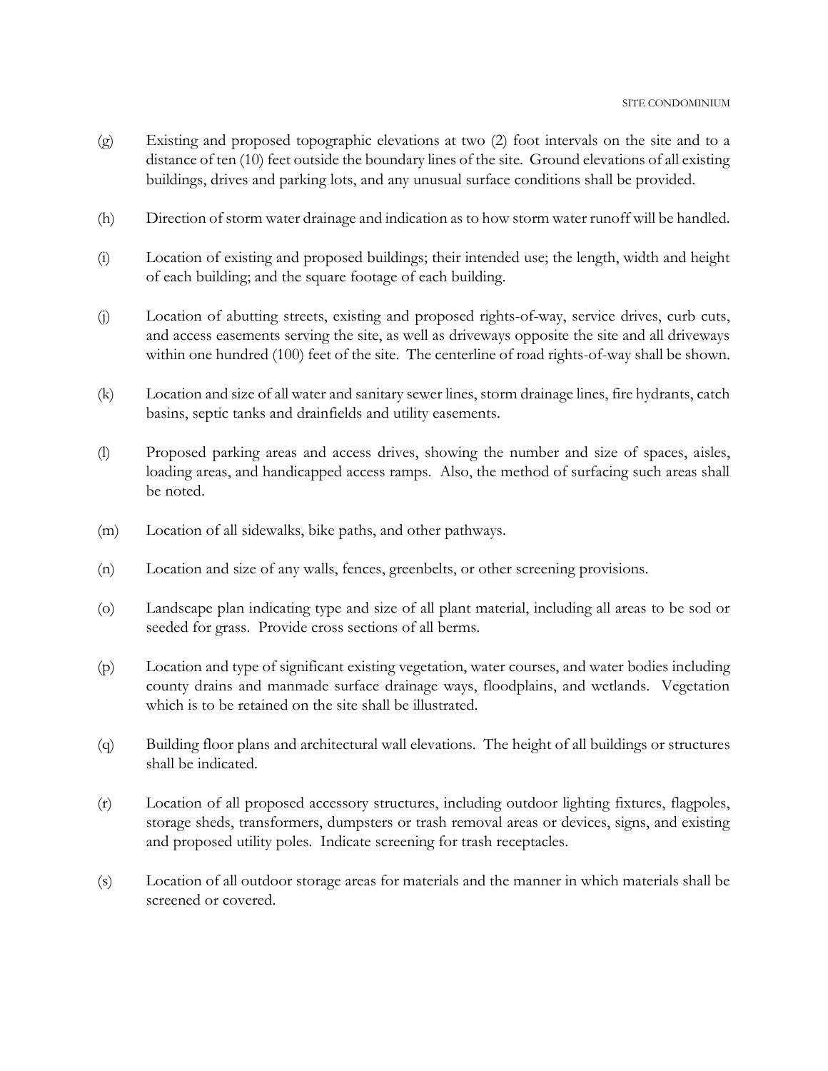(g) Existing and proposed topographic elevations at two (2) foot intervals on the site and to a distance of ten (10) feet outside the boundary lines of the site. Ground elevations of all existing buildings, drives and parking lots, and any unusual surface conditions shall be provided.

(h) Direction of storm water drainage and indication as to how storm water runoff will be handled.

(i) Location of existing and proposed buildings; their intended use; the length, width and height of each building; and the square footage of each building.

(j) Location of abutting streets, existing and proposed rights-of-way, service drives, curb cuts, and access easements serving the site, as well as driveways opposite the site and all driveways within one hundred (100) feet of the site. The centerline of road rights-of-way shall be shown.

(k) Location and size of all water and sanitary sewer lines, storm drainage lines, fire hydrants, catch basins, septic tanks and drainfields and utility easements.

(l) Proposed parking areas and access drives, showing the number and size of spaces, aisles, loading areas, and handicapped access ramps. Also, the method of surfacing such areas shall be noted.

(m) Location of all sidewalks, bike paths, and other pathways.

(n) Location and size of any walls, fences, greenbelts, or other screening provisions.

(o) Landscape plan indicating type and size of all plant material, including all areas to be sod or seeded for grass. Provide cross sections of all berms.

(p) Location and type of significant existing vegetation, water courses, and water bodies including county drains and manmade surface drainage ways, floodplains, and wetlands. Vegetation which is to be retained on the site shall be illustrated.

(q) Building floor plans and architectural wall elevations. The height of all buildings or structures shall be indicated.

(r) Location of all proposed accessory structures, including outdoor lighting fixtures, flagpoles, storage sheds, transformers, dumpsters or trash removal areas or devices, signs, and existing and proposed utility poles. Indicate screening for trash receptacles.

(s) Location of all outdoor storage areas for materials and the manner in which materials shall be screened or covered.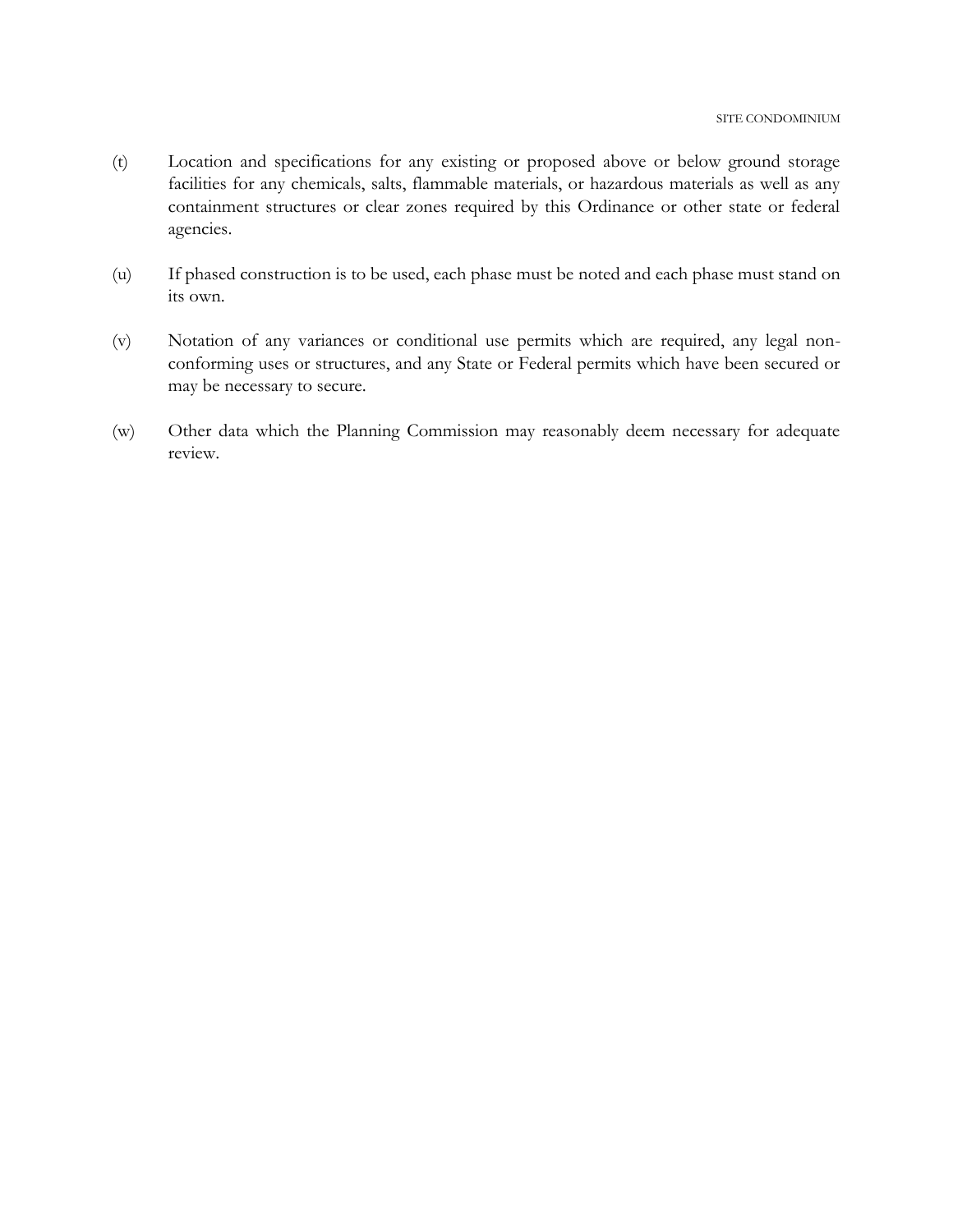(t) Location and specifications for any existing or proposed above or below ground storage facilities for any chemicals, salts, flammable materials, or hazardous materials as well as any containment structures or clear zones required by this Ordinance or other state or federal agencies.

(u) If phased construction is to be used, each phase must be noted and each phase must stand on its own.

(v) Notation of any variances or conditional use permits which are required, any legal non-conforming uses or structures, and any State or Federal permits which have been secured or may be necessary to secure.

(w) Other data which the Planning Commission may reasonably deem necessary for adequate review.